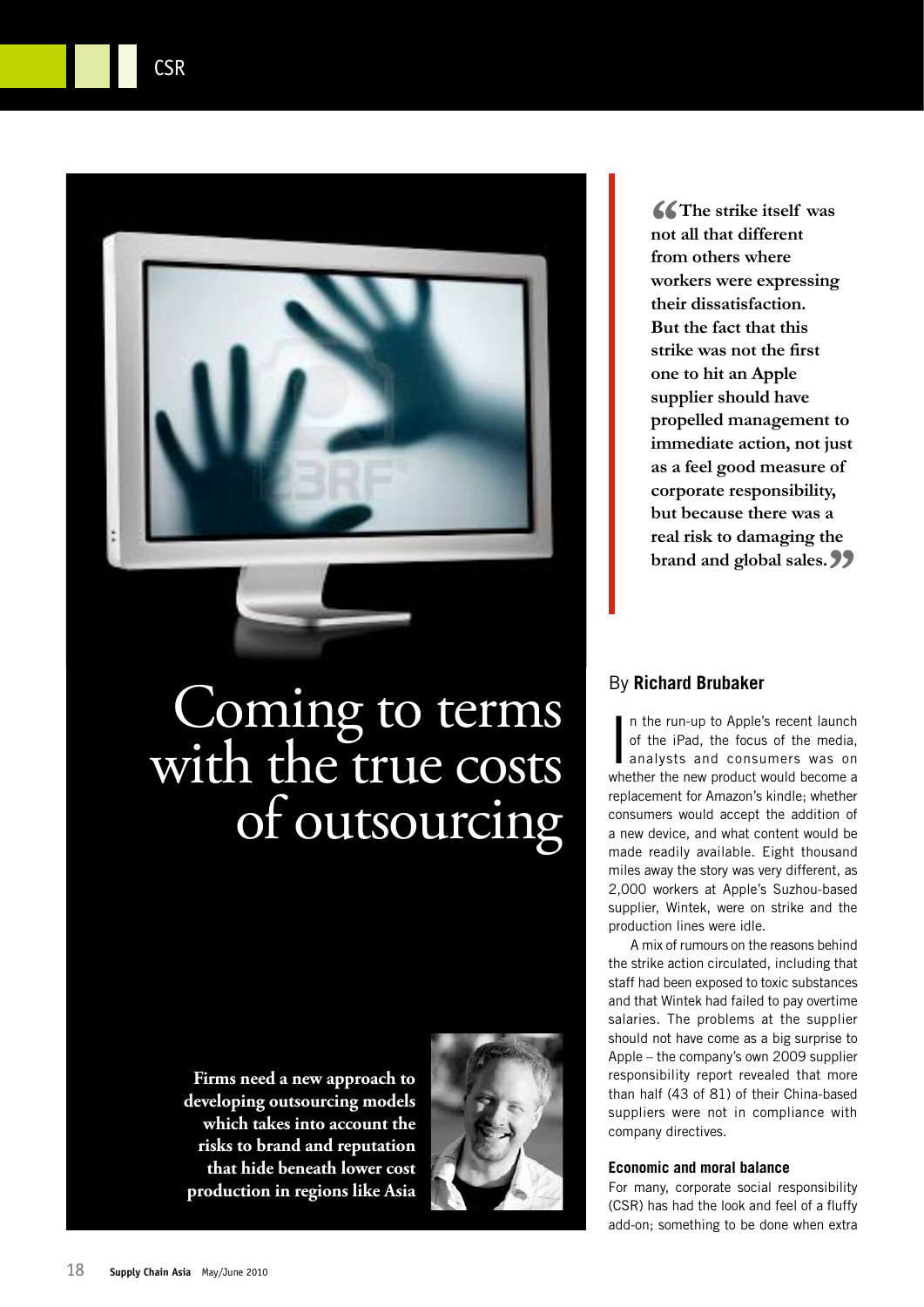# Coming to terms with the true costs of outsourcing

**Firms need a new approach to developing outsourcing models which takes into account the risks to brand and reputation that hide beneath lower cost production in regions like Asia**

> **"The strike itself was not all that different from others where workers were expressing their dissatisfaction. But the fact that this strike was not the first one to hit an Apple supplier should have propelled management to immediate action, not just as a feel good measure of corporate responsibility, but because there was a real risk to damaging the brand and global sales."**

By **Richard Brubaker**

In the run-up to Apple's recent launch of the iPad, the focus of the media, analysts and consumers was on whether the new product would become a replacement for Amazon's kindle; whether consumers would accept the addition of a new device, and what content would be made readily available. Eight thousand miles away the story was very different, as 2,000 workers at Apple's Suzhou-based supplier, Wintek, were on strike and the production lines were idle.

A mix of rumours on the reasons behind the strike action circulated, including that staff had been exposed to toxic substances and that Wintek had failed to pay overtime salaries. The problems at the supplier should not have come as a big surprise to Apple – the company's own 2009 supplier responsibility report revealed that more than half (43 of 81) of their China-based suppliers were not in compliance with company directives.

### Economic and moral balance

For many, corporate social responsibility (CSR) has had the look and feel of a fluffy add-on; something to be done when extra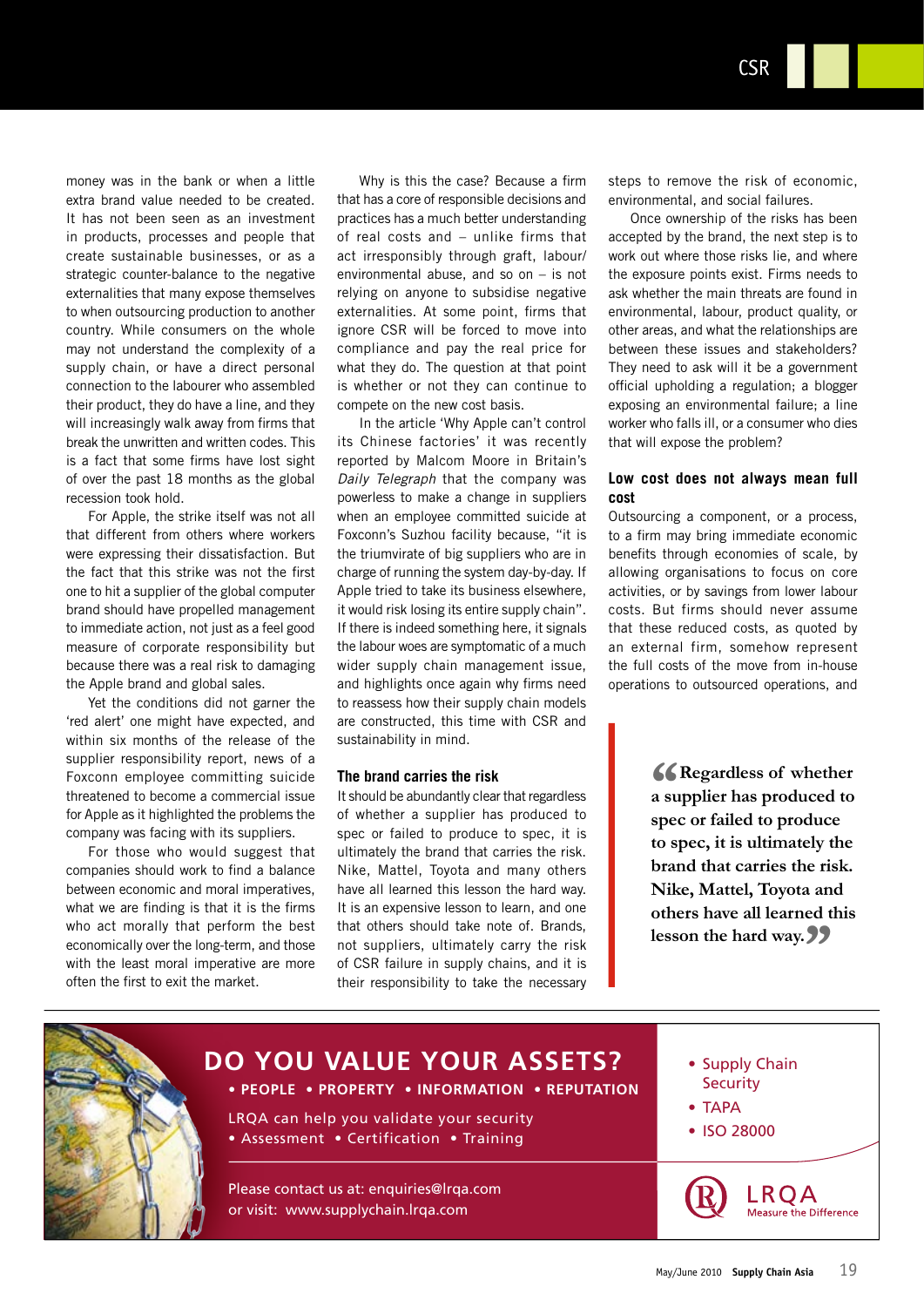money was in the bank or when a little extra brand value needed to be created. It has not been seen as an investment in products, processes and people that create sustainable businesses, or as a strategic counter-balance to the negative externalities that many expose themselves to when outsourcing production to another country. While consumers on the whole may not understand the complexity of a supply chain, or have a direct personal connection to the labourer who assembled their product, they do have a line, and they will increasingly walk away from firms that break the unwritten and written codes. This is a fact that some firms have lost sight of over the past 18 months as the global recession took hold.

For Apple, the strike itself was not all that different from others where workers were expressing their dissatisfaction. But the fact that this strike was not the first one to hit a supplier of the global computer brand should have propelled management to immediate action, not just as a feel good measure of corporate responsibility but because there was a real risk to damaging the Apple brand and global sales.

Yet the conditions did not garner the 'red alert' one might have expected, and within six months of the release of the supplier responsibility report, news of a Foxconn employee committing suicide threatened to become a commercial issue for Apple as it highlighted the problems the company was facing with its suppliers.

For those who would suggest that companies should work to find a balance between economic and moral imperatives, what we are finding is that it is the firms who act morally that perform the best economically over the long-term, and those with the least moral imperative are more often the first to exit the market.

Why is this the case? Because a firm that has a core of responsible decisions and practices has a much better understanding of real costs and – unlike firms that act irresponsibly through graft, labour/environmental abuse, and so on – is not relying on anyone to subsidise negative externalities. At some point, firms that ignore CSR will be forced to move into compliance and pay the real price for what they do. The question at that point is whether or not they can continue to compete on the new cost basis.

In the article 'Why Apple can't control its Chinese factories' it was recently reported by Malcom Moore in Britain's *Daily Telegraph* that the company was powerless to make a change in suppliers when an employee committed suicide at Foxconn's Suzhou facility because, "it is the triumvirate of big suppliers who are in charge of running the system day-by-day. If Apple tried to take its business elsewhere, it would risk losing its entire supply chain". If there is indeed something here, it signals the labour woes are symptomatic of a much wider supply chain management issue, and highlights once again why firms need to reassess how their supply chain models are constructed, this time with CSR and sustainability in mind.

## The brand carries the risk

It should be abundantly clear that regardless of whether a supplier has produced to spec or failed to produce to spec, it is ultimately the brand that carries the risk. Nike, Mattel, Toyota and many others have all learned this lesson the hard way. It is an expensive lesson to learn, and one that others should take note of. Brands, not suppliers, ultimately carry the risk of CSR failure in supply chains, and it is their responsibility to take the necessary steps to remove the risk of economic, environmental, and social failures.

Once ownership of the risks has been accepted by the brand, the next step is to work out where those risks lie, and where the exposure points exist. Firms needs to ask whether the main threats are found in environmental, labour, product quality, or other areas, and what the relationships are between these issues and stakeholders? They need to ask will it be a government official upholding a regulation; a blogger exposing an environmental failure; a line worker who falls ill, or a consumer who dies that will expose the problem?

## Low cost does not always mean full cost

Outsourcing a component, or a process, to a firm may bring immediate economic benefits through economies of scale, by allowing organisations to focus on core activities, or by savings from lower labour costs. But firms should never assume that these reduced costs, as quoted by an external firm, somehow represent the full costs of the move from in-house operations to outsourced operations, and

> **"Regardless of whether a supplier has produced to spec or failed to produce to spec, it is ultimately the brand that carries the risk. Nike, Mattel, Toyota and others have all learned this lesson the hard way."**

---

**DO YOU VALUE YOUR ASSETS?**

• PEOPLE • PROPERTY • INFORMATION • REPUTATION

LRQA can help you validate your security
• Assessment • Certification • Training

Please contact us at: enquiries@lrqa.com
or visit: www.supplychain.lrqa.com

- Supply Chain Security
- TAPA
- ISO 28000

LRQA Measure the Difference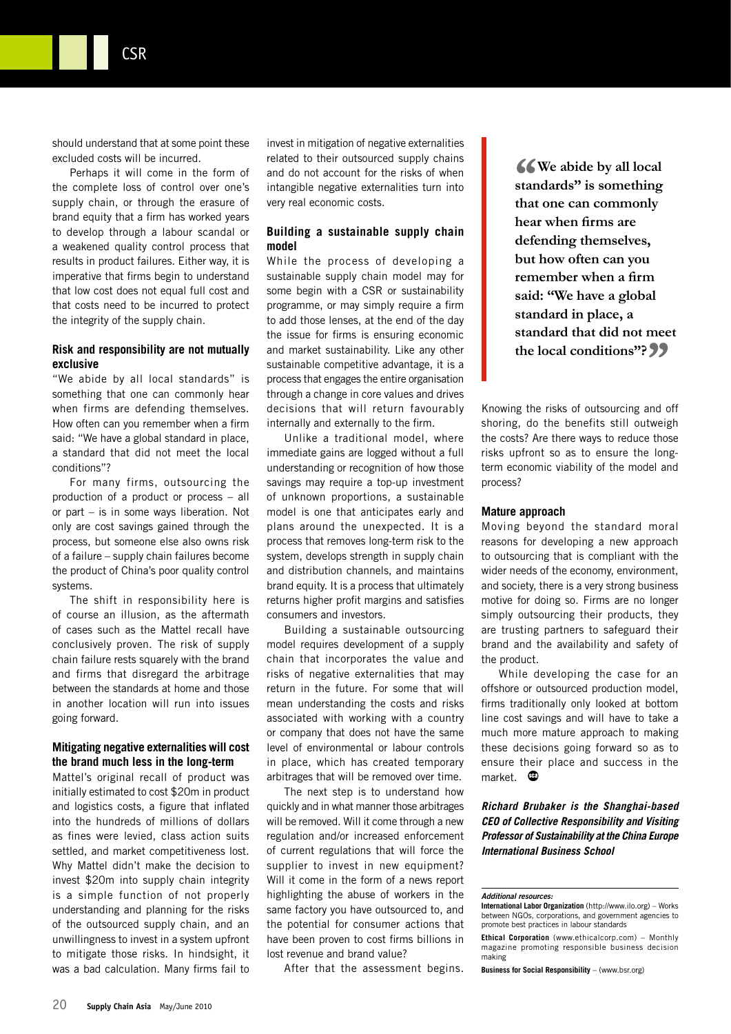should understand that at some point these excluded costs will be incurred.

Perhaps it will come in the form of the complete loss of control over one's supply chain, or through the erasure of brand equity that a firm has worked years to develop through a labour scandal or a weakened quality control process that results in product failures. Either way, it is imperative that firms begin to understand that low cost does not equal full cost and that costs need to be incurred to protect the integrity of the supply chain.

### Risk and responsibility are not mutually exclusive

"We abide by all local standards" is something that one can commonly hear when firms are defending themselves. How often can you remember when a firm said: "We have a global standard in place, a standard that did not meet the local conditions"?

For many firms, outsourcing the production of a product or process – all or part – is in some ways liberation. Not only are cost savings gained through the process, but someone else also owns risk of a failure – supply chain failures become the product of China's poor quality control systems.

The shift in responsibility here is of course an illusion, as the aftermath of cases such as the Mattel recall have conclusively proven. The risk of supply chain failure rests squarely with the brand and firms that disregard the arbitrage between the standards at home and those in another location will run into issues going forward.

### Mitigating negative externalities will cost the brand much less in the long-term

Mattel's original recall of product was initially estimated to cost $20m in product and logistics costs, a figure that inflated into the hundreds of millions of dollars as fines were levied, class action suits settled, and market competitiveness lost. Why Mattel didn't make the decision to invest $20m into supply chain integrity is a simple function of not properly understanding and planning for the risks of the outsourced supply chain, and an unwillingness to invest in a system upfront to mitigate those risks. In hindsight, it was a bad calculation. Many firms fail to invest in mitigation of negative externalities related to their outsourced supply chains and do not account for the risks of when intangible negative externalities turn into very real economic costs.

### Building a sustainable supply chain model

While the process of developing a sustainable supply chain model may for some begin with a CSR or sustainability programme, or may simply require a firm to add those lenses, at the end of the day the issue for firms is ensuring economic and market sustainability. Like any other sustainable competitive advantage, it is a process that engages the entire organisation through a change in core values and drives decisions that will return favourably internally and externally to the firm.

Unlike a traditional model, where immediate gains are logged without a full understanding or recognition of how those savings may require a top-up investment of unknown proportions, a sustainable model is one that anticipates early and plans around the unexpected. It is a process that removes long-term risk to the system, develops strength in supply chain and distribution channels, and maintains brand equity. It is a process that ultimately returns higher profit margins and satisfies consumers and investors.

Building a sustainable outsourcing model requires development of a supply chain that incorporates the value and risks of negative externalities that may return in the future. For some that will mean understanding the costs and risks associated with working with a country or company that does not have the same level of environmental or labour controls in place, which has created temporary arbitrages that will be removed over time.

The next step is to understand how quickly and in what manner those arbitrages will be removed. Will it come through a new regulation and/or increased enforcement of current regulations that will force the supplier to invest in new equipment? Will it come in the form of a news report highlighting the abuse of workers in the same factory you have outsourced to, and the potential for consumer actions that have been proven to cost firms billions in lost revenue and brand value?

After that the assessment begins. Knowing the risks of outsourcing and off shoring, do the benefits still outweigh the costs? Are there ways to reduce those risks upfront so as to ensure the long-term economic viability of the model and process?

> **"We abide by all local standards" is something that one can commonly hear when firms are defending themselves, but how often can you remember when a firm said: "We have a global standard in place, a standard that did not meet the local conditions"?**

### Mature approach

Moving beyond the standard moral reasons for developing a new approach to outsourcing that is compliant with the wider needs of the economy, environment, and society, there is a very strong business motive for doing so. Firms are no longer simply outsourcing their products, they are trusting partners to safeguard their brand and the availability and safety of the product.

While developing the case for an offshore or outsourced production model, firms traditionally only looked at bottom line cost savings and will have to take a much more mature approach to making these decisions going forward so as to ensure their place and success in the market.

***Richard Brubaker is the Shanghai-based CEO of Collective Responsibility and Visiting Professor of Sustainability at the China Europe International Business School***

***Additional resources:***

**International Labor Organization** (http://www.ilo.org) – Works between NGOs, corporations, and government agencies to promote best practices in labour standards

**Ethical Corporation** (www.ethicalcorp.com) – Monthly magazine promoting responsible business decision making

**Business for Social Responsibility** – (www.bsr.org)